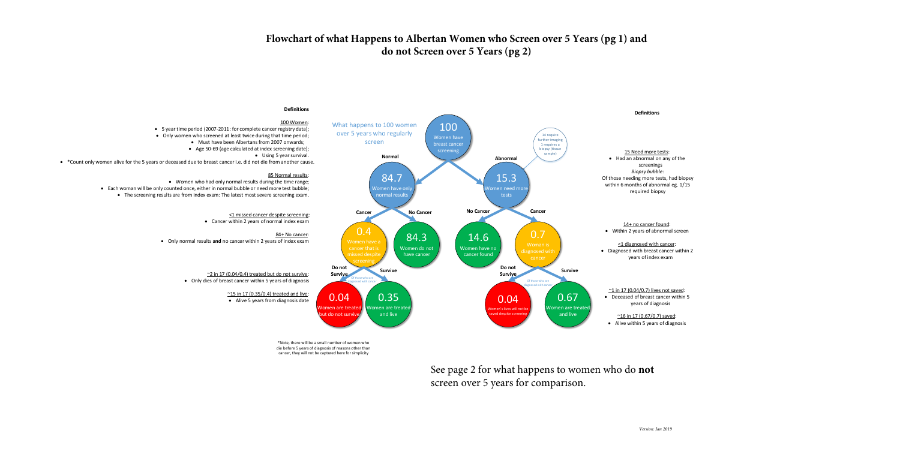# Flowchart of what Happens to Albertan Women who Screen over 5 Years (pg 1) and do not Screen over 5 Years (pg 2)

### Definitions

100 Women:

- 5 year time period (2007-2011: for complete cancer registry data);
- Only women who screened at least twice during that time period;
  - Must have been Albertans from 2007 onwards;
  - Age 50-69 (age calculated at index screening date);
  - Using 5 year survival.
- *Count only women alive for the 5 years or deceased due to breast cancer i.e. did not die from another cause.

85 Normal results:

- Women who had only normal results during the time range;
- Each woman will be only counted once, either in normal bubble or need more test bubble;
  - The screening results are from index exam: The latest most severe screening exam.

<1 missed cancer despite screening:

- Cancer within 2 years of normal index exam

84+ No cancer:

- Only normal results **and** no cancer within 2 years of index exam

~2 in 17 (0.04/0.4) treated but do not survive:

- Only dies of breast cancer within 5 years of diagnosis

~15 in 17 (0.35/0.4) treated and live:

- Alive 5 years from diagnosis date

What happens to 100 women over 5 years who regularly screen

- **100** Women have breast cancer screening
  - 14 require further imaging; 1 requires a biopsy (tissue sample)
  - **Normal** → **84.7** Women have only normal results
    - **Cancer** → **0.4** Women have a cancer that is missed despite screening
      - **Do not Survive** (Of those who are diagnosed with cancer) → **0.04** Women are treated but do not survive
      - **Survive** → **0.35** Women are treated and live
    - **No Cancer** → **84.3** Women do not have cancer
  - **Abnormal** → **15.3** Women need more tests
    - **No Cancer** → **14.6** Women have no cancer found
    - **Cancer** → **0.7** Woman is diagnosed with cancer
      - **Do not Survive** (Of those who are diagnosed with cancer) → **0.04** Women's lives will not be saved despite screening
      - **Survive** → **0.67** Women are treated and live

*Note, there will be a small number of women who die before 5 years of diagnosis of reasons other than cancer, they will not be captured here for simplicity

### Definitions

15 Need more tests:

- Had an abnormal on any of the screenings

*Biopsy bubble*:
Of those needing more tests, had biopsy within 6 months of abnormal eg. 1/15 required biopsy

14+ no cancer found:

- Within 2 years of abnormal screen

<1 diagnosed with cancer:

- Diagnosed with breast cancer within 2 years of index exam

~1 in 17 (0.04/0.7) lives not saved:

- Deceased of breast cancer within 5 years of diagnosis

~16 in 17 (0.67/0.7) saved:

- Alive within 5 years of diagnosis

See page 2 for what happens to women who do **not** screen over 5 years for comparison.

*Version: Jan 2019*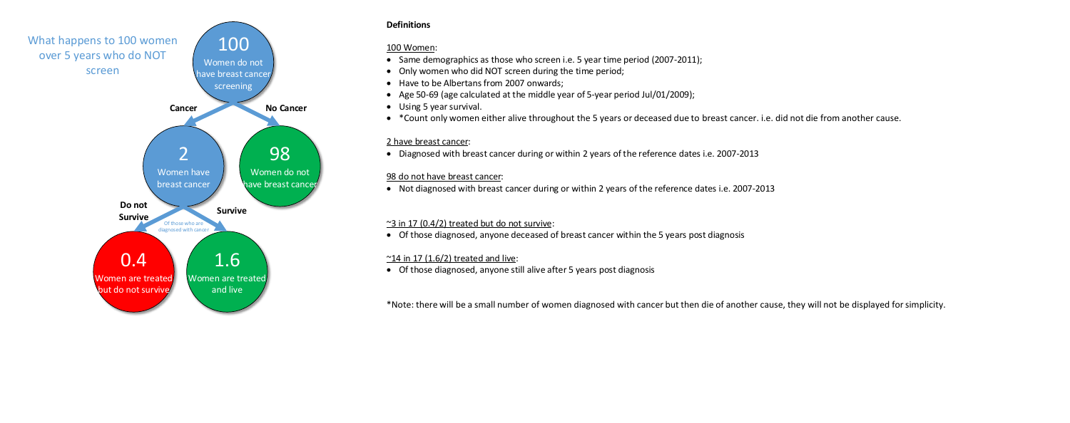What happens to 100 women over 5 years who do NOT screen

100
Women do not have breast cancer screening

Cancer

No Cancer

2
Women have breast cancer

98
Women do not have breast cancer

Do not Survive

Survive

Of those who are diagnosed with cancer

0.4
Women are treated but do not survive

1.6
Women are treated and live

**Definitions**

100 Women:

- Same demographics as those who screen i.e. 5 year time period (2007-2011);
- Only women who did NOT screen during the time period;
- Have to be Albertans from 2007 onwards;
- Age 50-69 (age calculated at the middle year of 5-year period Jul/01/2009);
- Using 5 year survival.
- *Count only women either alive throughout the 5 years or deceased due to breast cancer. i.e. did not die from another cause.

2 have breast cancer:

- Diagnosed with breast cancer during or within 2 years of the reference dates i.e. 2007-2013

98 do not have breast cancer:

- Not diagnosed with breast cancer during or within 2 years of the reference dates i.e. 2007-2013

~3 in 17 (0.4/2) treated but do not survive:

- Of those diagnosed, anyone deceased of breast cancer within the 5 years post diagnosis

~14 in 17 (1.6/2) treated and live:

- Of those diagnosed, anyone still alive after 5 years post diagnosis

*Note: there will be a small number of women diagnosed with cancer but then die of another cause, they will not be displayed for simplicity.